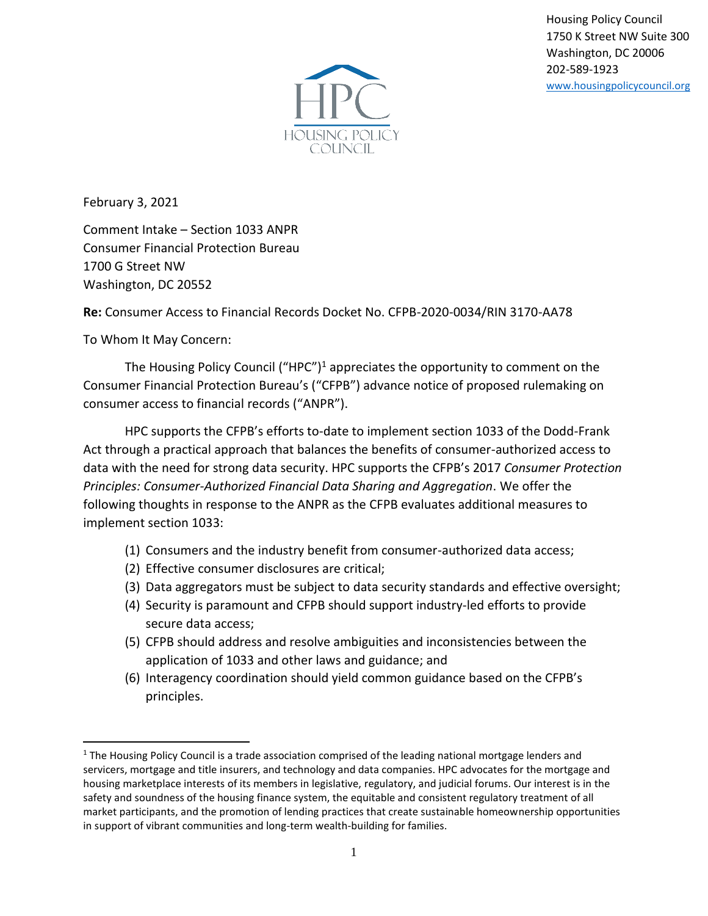Housing Policy Council
1750 K Street NW Suite 300
Washington, DC 20006
202-589-1923
www.housingpolicycouncil.org

February 3, 2021

Comment Intake – Section 1033 ANPR
Consumer Financial Protection Bureau
1700 G Street NW
Washington, DC 20552

**Re:** Consumer Access to Financial Records Docket No. CFPB-2020-0034/RIN 3170-AA78

To Whom It May Concern:

The Housing Policy Council ("HPC")[1] appreciates the opportunity to comment on the Consumer Financial Protection Bureau's ("CFPB") advance notice of proposed rulemaking on consumer access to financial records ("ANPR").

HPC supports the CFPB's efforts to-date to implement section 1033 of the Dodd-Frank Act through a practical approach that balances the benefits of consumer-authorized access to data with the need for strong data security. HPC supports the CFPB's 2017 *Consumer Protection Principles: Consumer-Authorized Financial Data Sharing and Aggregation*. We offer the following thoughts in response to the ANPR as the CFPB evaluates additional measures to implement section 1033:

(1) Consumers and the industry benefit from consumer-authorized data access;
(2) Effective consumer disclosures are critical;
(3) Data aggregators must be subject to data security standards and effective oversight;
(4) Security is paramount and CFPB should support industry-led efforts to provide secure data access;
(5) CFPB should address and resolve ambiguities and inconsistencies between the application of 1033 and other laws and guidance; and
(6) Interagency coordination should yield common guidance based on the CFPB's principles.

[1] The Housing Policy Council is a trade association comprised of the leading national mortgage lenders and servicers, mortgage and title insurers, and technology and data companies. HPC advocates for the mortgage and housing marketplace interests of its members in legislative, regulatory, and judicial forums. Our interest is in the safety and soundness of the housing finance system, the equitable and consistent regulatory treatment of all market participants, and the promotion of lending practices that create sustainable homeownership opportunities in support of vibrant communities and long-term wealth-building for families.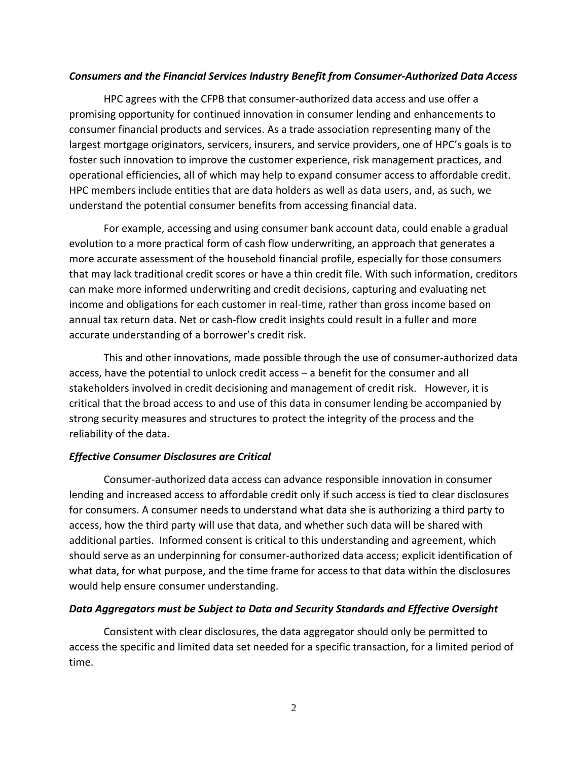***Consumers and the Financial Services Industry Benefit from Consumer-Authorized Data Access***

HPC agrees with the CFPB that consumer-authorized data access and use offer a promising opportunity for continued innovation in consumer lending and enhancements to consumer financial products and services. As a trade association representing many of the largest mortgage originators, servicers, insurers, and service providers, one of HPC's goals is to foster such innovation to improve the customer experience, risk management practices, and operational efficiencies, all of which may help to expand consumer access to affordable credit. HPC members include entities that are data holders as well as data users, and, as such, we understand the potential consumer benefits from accessing financial data.

For example, accessing and using consumer bank account data, could enable a gradual evolution to a more practical form of cash flow underwriting, an approach that generates a more accurate assessment of the household financial profile, especially for those consumers that may lack traditional credit scores or have a thin credit file. With such information, creditors can make more informed underwriting and credit decisions, capturing and evaluating net income and obligations for each customer in real-time, rather than gross income based on annual tax return data. Net or cash-flow credit insights could result in a fuller and more accurate understanding of a borrower's credit risk.

This and other innovations, made possible through the use of consumer-authorized data access, have the potential to unlock credit access – a benefit for the consumer and all stakeholders involved in credit decisioning and management of credit risk. However, it is critical that the broad access to and use of this data in consumer lending be accompanied by strong security measures and structures to protect the integrity of the process and the reliability of the data.

***Effective Consumer Disclosures are Critical***

Consumer-authorized data access can advance responsible innovation in consumer lending and increased access to affordable credit only if such access is tied to clear disclosures for consumers. A consumer needs to understand what data she is authorizing a third party to access, how the third party will use that data, and whether such data will be shared with additional parties. Informed consent is critical to this understanding and agreement, which should serve as an underpinning for consumer-authorized data access; explicit identification of what data, for what purpose, and the time frame for access to that data within the disclosures would help ensure consumer understanding.

***Data Aggregators must be Subject to Data and Security Standards and Effective Oversight***

Consistent with clear disclosures, the data aggregator should only be permitted to access the specific and limited data set needed for a specific transaction, for a limited period of time.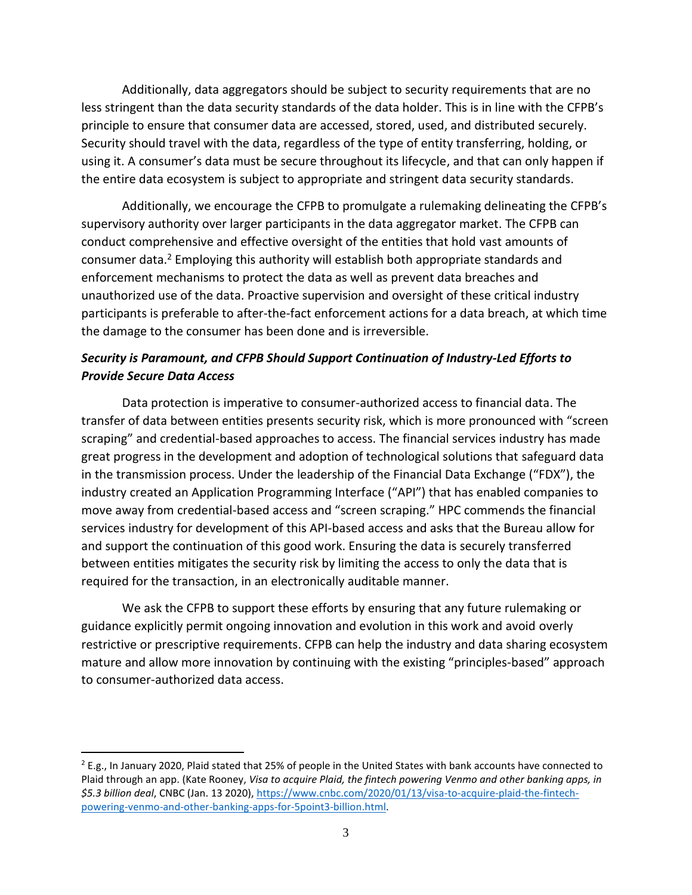Additionally, data aggregators should be subject to security requirements that are no less stringent than the data security standards of the data holder. This is in line with the CFPB's principle to ensure that consumer data are accessed, stored, used, and distributed securely. Security should travel with the data, regardless of the type of entity transferring, holding, or using it. A consumer's data must be secure throughout its lifecycle, and that can only happen if the entire data ecosystem is subject to appropriate and stringent data security standards.

Additionally, we encourage the CFPB to promulgate a rulemaking delineating the CFPB's supervisory authority over larger participants in the data aggregator market. The CFPB can conduct comprehensive and effective oversight of the entities that hold vast amounts of consumer data.[2] Employing this authority will establish both appropriate standards and enforcement mechanisms to protect the data as well as prevent data breaches and unauthorized use of the data. Proactive supervision and oversight of these critical industry participants is preferable to after-the-fact enforcement actions for a data breach, at which time the damage to the consumer has been done and is irreversible.

### ***Security is Paramount, and CFPB Should Support Continuation of Industry-Led Efforts to Provide Secure Data Access***

Data protection is imperative to consumer-authorized access to financial data. The transfer of data between entities presents security risk, which is more pronounced with "screen scraping" and credential-based approaches to access. The financial services industry has made great progress in the development and adoption of technological solutions that safeguard data in the transmission process. Under the leadership of the Financial Data Exchange ("FDX"), the industry created an Application Programming Interface ("API") that has enabled companies to move away from credential-based access and "screen scraping." HPC commends the financial services industry for development of this API-based access and asks that the Bureau allow for and support the continuation of this good work. Ensuring the data is securely transferred between entities mitigates the security risk by limiting the access to only the data that is required for the transaction, in an electronically auditable manner.

We ask the CFPB to support these efforts by ensuring that any future rulemaking or guidance explicitly permit ongoing innovation and evolution in this work and avoid overly restrictive or prescriptive requirements. CFPB can help the industry and data sharing ecosystem mature and allow more innovation by continuing with the existing "principles-based" approach to consumer-authorized data access.

---

[2] E.g., In January 2020, Plaid stated that 25% of people in the United States with bank accounts have connected to Plaid through an app. (Kate Rooney, *Visa to acquire Plaid, the fintech powering Venmo and other banking apps, in $5.3 billion deal*, CNBC (Jan. 13 2020), https://www.cnbc.com/2020/01/13/visa-to-acquire-plaid-the-fintech-powering-venmo-and-other-banking-apps-for-5point3-billion.html.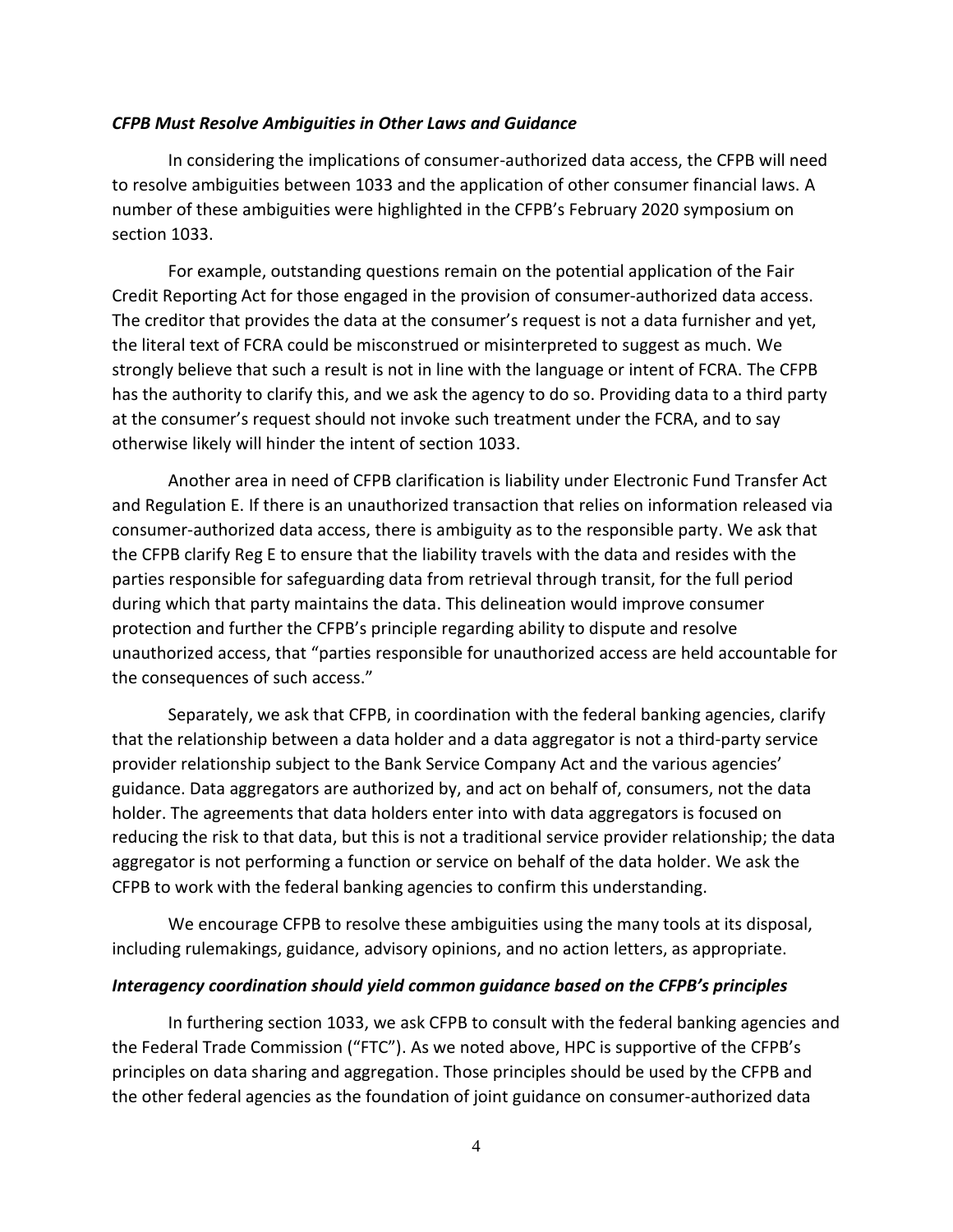### *CFPB Must Resolve Ambiguities in Other Laws and Guidance*

In considering the implications of consumer-authorized data access, the CFPB will need to resolve ambiguities between 1033 and the application of other consumer financial laws. A number of these ambiguities were highlighted in the CFPB's February 2020 symposium on section 1033.

For example, outstanding questions remain on the potential application of the Fair Credit Reporting Act for those engaged in the provision of consumer-authorized data access. The creditor that provides the data at the consumer's request is not a data furnisher and yet, the literal text of FCRA could be misconstrued or misinterpreted to suggest as much. We strongly believe that such a result is not in line with the language or intent of FCRA. The CFPB has the authority to clarify this, and we ask the agency to do so. Providing data to a third party at the consumer's request should not invoke such treatment under the FCRA, and to say otherwise likely will hinder the intent of section 1033.

Another area in need of CFPB clarification is liability under Electronic Fund Transfer Act and Regulation E. If there is an unauthorized transaction that relies on information released via consumer-authorized data access, there is ambiguity as to the responsible party. We ask that the CFPB clarify Reg E to ensure that the liability travels with the data and resides with the parties responsible for safeguarding data from retrieval through transit, for the full period during which that party maintains the data. This delineation would improve consumer protection and further the CFPB's principle regarding ability to dispute and resolve unauthorized access, that "parties responsible for unauthorized access are held accountable for the consequences of such access."

Separately, we ask that CFPB, in coordination with the federal banking agencies, clarify that the relationship between a data holder and a data aggregator is not a third-party service provider relationship subject to the Bank Service Company Act and the various agencies' guidance. Data aggregators are authorized by, and act on behalf of, consumers, not the data holder. The agreements that data holders enter into with data aggregators is focused on reducing the risk to that data, but this is not a traditional service provider relationship; the data aggregator is not performing a function or service on behalf of the data holder. We ask the CFPB to work with the federal banking agencies to confirm this understanding.

We encourage CFPB to resolve these ambiguities using the many tools at its disposal, including rulemakings, guidance, advisory opinions, and no action letters, as appropriate.

### *Interagency coordination should yield common guidance based on the CFPB's principles*

In furthering section 1033, we ask CFPB to consult with the federal banking agencies and the Federal Trade Commission ("FTC"). As we noted above, HPC is supportive of the CFPB's principles on data sharing and aggregation. Those principles should be used by the CFPB and the other federal agencies as the foundation of joint guidance on consumer-authorized data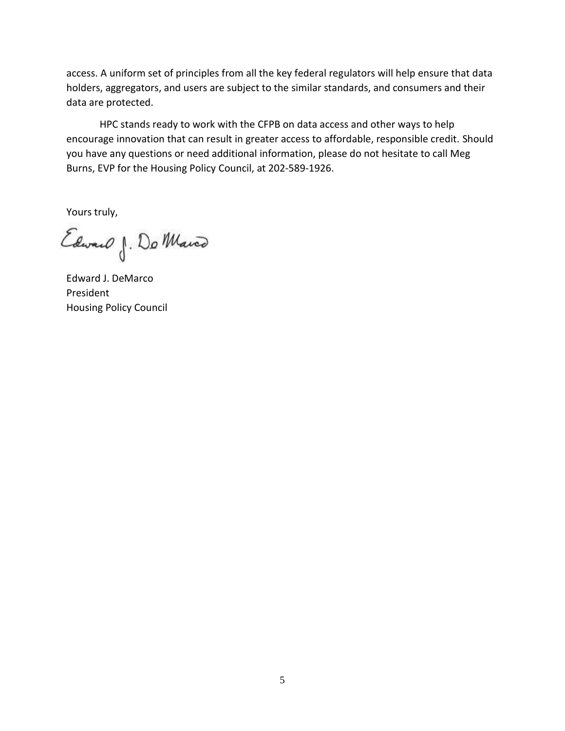access. A uniform set of principles from all the key federal regulators will help ensure that data holders, aggregators, and users are subject to the similar standards, and consumers and their data are protected.

HPC stands ready to work with the CFPB on data access and other ways to help encourage innovation that can result in greater access to affordable, responsible credit. Should you have any questions or need additional information, please do not hesitate to call Meg Burns, EVP for the Housing Policy Council, at 202-589-1926.

Yours truly,

Edward J. DeMarco

Edward J. DeMarco
President
Housing Policy Council